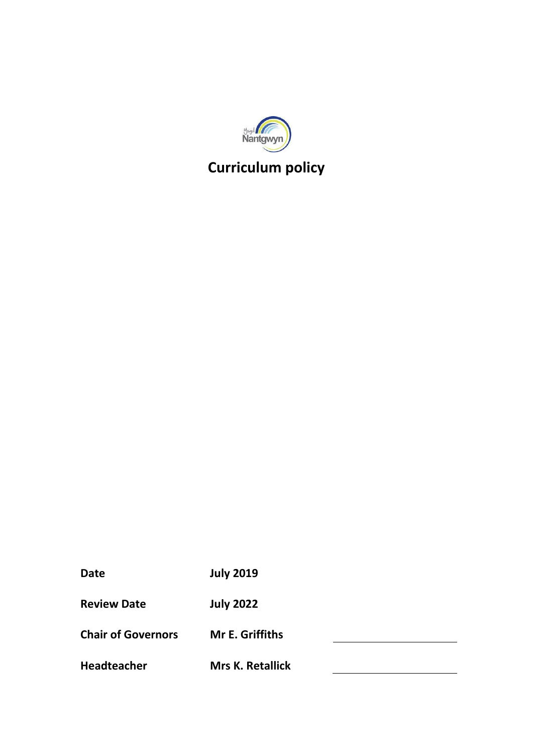Ysgol Nantgwyn

# Curriculum policy

| | | |
|---|---|---|
| **Date** | **July 2019** | |
| **Review Date** | **July 2022** | |
| **Chair of Governors** | **Mr E. Griffiths** | |
| **Headteacher** | **Mrs K. Retallick** | |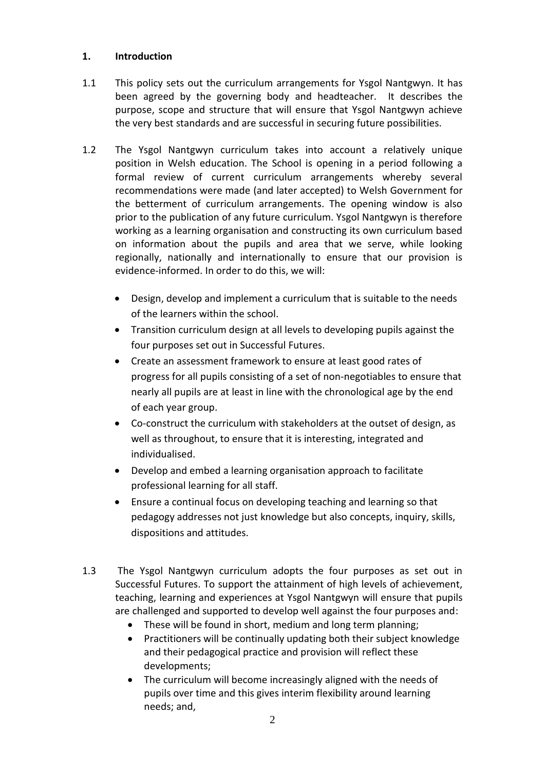## 1. Introduction

1.1 This policy sets out the curriculum arrangements for Ysgol Nantgwyn. It has been agreed by the governing body and headteacher. It describes the purpose, scope and structure that will ensure that Ysgol Nantgwyn achieve the very best standards and are successful in securing future possibilities.

1.2 The Ysgol Nantgwyn curriculum takes into account a relatively unique position in Welsh education. The School is opening in a period following a formal review of current curriculum arrangements whereby several recommendations were made (and later accepted) to Welsh Government for the betterment of curriculum arrangements. The opening window is also prior to the publication of any future curriculum. Ysgol Nantgwyn is therefore working as a learning organisation and constructing its own curriculum based on information about the pupils and area that we serve, while looking regionally, nationally and internationally to ensure that our provision is evidence-informed. In order to do this, we will:

- Design, develop and implement a curriculum that is suitable to the needs of the learners within the school.
- Transition curriculum design at all levels to developing pupils against the four purposes set out in Successful Futures.
- Create an assessment framework to ensure at least good rates of progress for all pupils consisting of a set of non-negotiables to ensure that nearly all pupils are at least in line with the chronological age by the end of each year group.
- Co-construct the curriculum with stakeholders at the outset of design, as well as throughout, to ensure that it is interesting, integrated and individualised.
- Develop and embed a learning organisation approach to facilitate professional learning for all staff.
- Ensure a continual focus on developing teaching and learning so that pedagogy addresses not just knowledge but also concepts, inquiry, skills, dispositions and attitudes.

1.3 The Ysgol Nantgwyn curriculum adopts the four purposes as set out in Successful Futures. To support the attainment of high levels of achievement, teaching, learning and experiences at Ysgol Nantgwyn will ensure that pupils are challenged and supported to develop well against the four purposes and:

- These will be found in short, medium and long term planning;
- Practitioners will be continually updating both their subject knowledge and their pedagogical practice and provision will reflect these developments;
- The curriculum will become increasingly aligned with the needs of pupils over time and this gives interim flexibility around learning needs; and,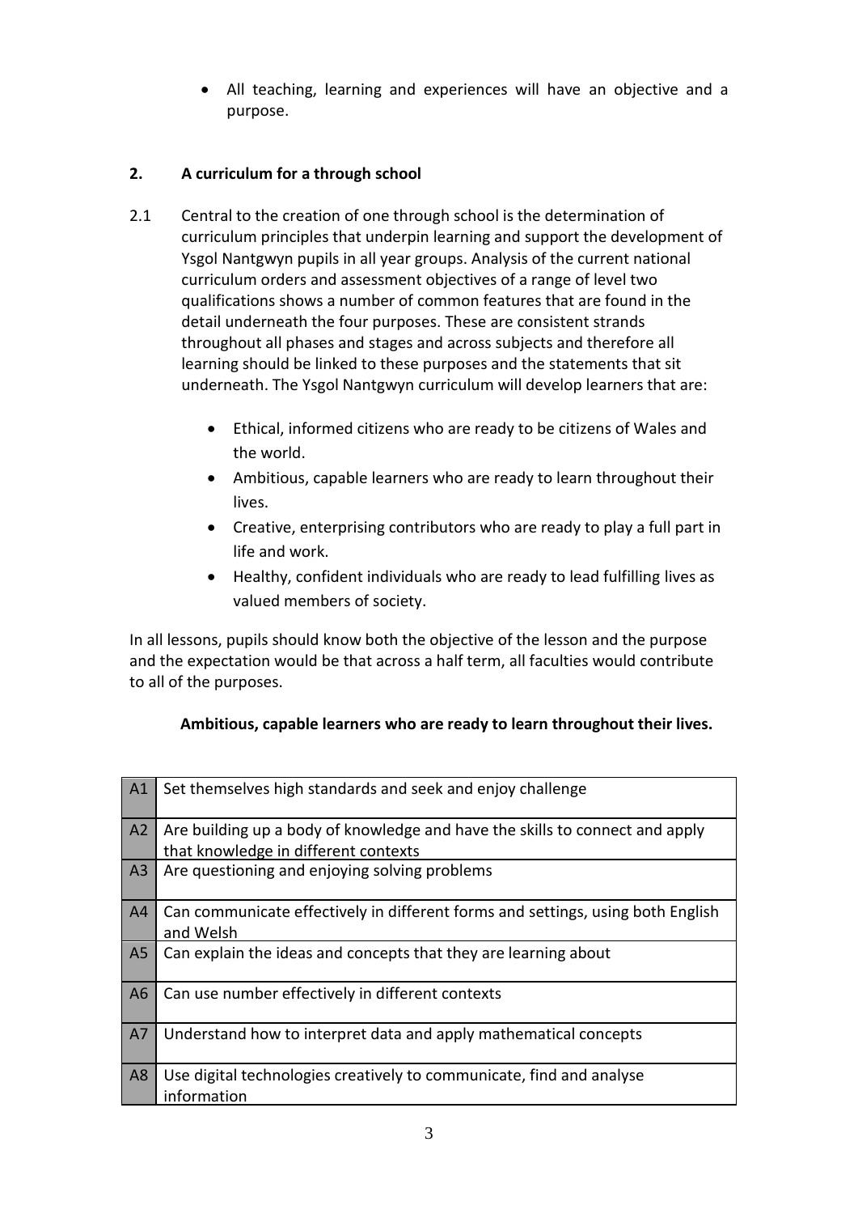- All teaching, learning and experiences will have an objective and a purpose.

## 2. A curriculum for a through school

2.1 Central to the creation of one through school is the determination of curriculum principles that underpin learning and support the development of Ysgol Nantgwyn pupils in all year groups. Analysis of the current national curriculum orders and assessment objectives of a range of level two qualifications shows a number of common features that are found in the detail underneath the four purposes. These are consistent strands throughout all phases and stages and across subjects and therefore all learning should be linked to these purposes and the statements that sit underneath. The Ysgol Nantgwyn curriculum will develop learners that are:

- Ethical, informed citizens who are ready to be citizens of Wales and the world.
- Ambitious, capable learners who are ready to learn throughout their lives.
- Creative, enterprising contributors who are ready to play a full part in life and work.
- Healthy, confident individuals who are ready to lead fulfilling lives as valued members of society.

In all lessons, pupils should know both the objective of the lesson and the purpose and the expectation would be that across a half term, all faculties would contribute to all of the purposes.

**Ambitious, capable learners who are ready to learn throughout their lives.**

| | |
|---|---|
| A1 | Set themselves high standards and seek and enjoy challenge |
| A2 | Are building up a body of knowledge and have the skills to connect and apply that knowledge in different contexts |
| A3 | Are questioning and enjoying solving problems |
| A4 | Can communicate effectively in different forms and settings, using both English and Welsh |
| A5 | Can explain the ideas and concepts that they are learning about |
| A6 | Can use number effectively in different contexts |
| A7 | Understand how to interpret data and apply mathematical concepts |
| A8 | Use digital technologies creatively to communicate, find and analyse information |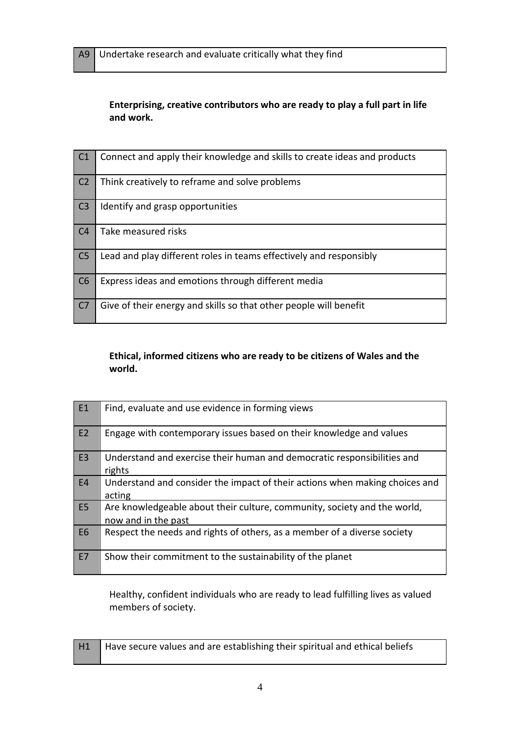| A9 | Undertake research and evaluate critically what they find |
|---|---|

**Enterprising, creative contributors who are ready to play a full part in life and work.**

| C1 | Connect and apply their knowledge and skills to create ideas and products |
|---|---|
| C2 | Think creatively to reframe and solve problems |
| C3 | Identify and grasp opportunities |
| C4 | Take measured risks |
| C5 | Lead and play different roles in teams effectively and responsibly |
| C6 | Express ideas and emotions through different media |
| C7 | Give of their energy and skills so that other people will benefit |

**Ethical, informed citizens who are ready to be citizens of Wales and the world.**

| E1 | Find, evaluate and use evidence in forming views |
|---|---|
| E2 | Engage with contemporary issues based on their knowledge and values |
| E3 | Understand and exercise their human and democratic responsibilities and rights |
| E4 | Understand and consider the impact of their actions when making choices and acting |
| E5 | Are knowledgeable about their culture, community, society and the world, now and in the past |
| E6 | Respect the needs and rights of others, as a member of a diverse society |
| E7 | Show their commitment to the sustainability of the planet |

Healthy, confident individuals who are ready to lead fulfilling lives as valued members of society.

| H1 | Have secure values and are establishing their spiritual and ethical beliefs |
|---|---|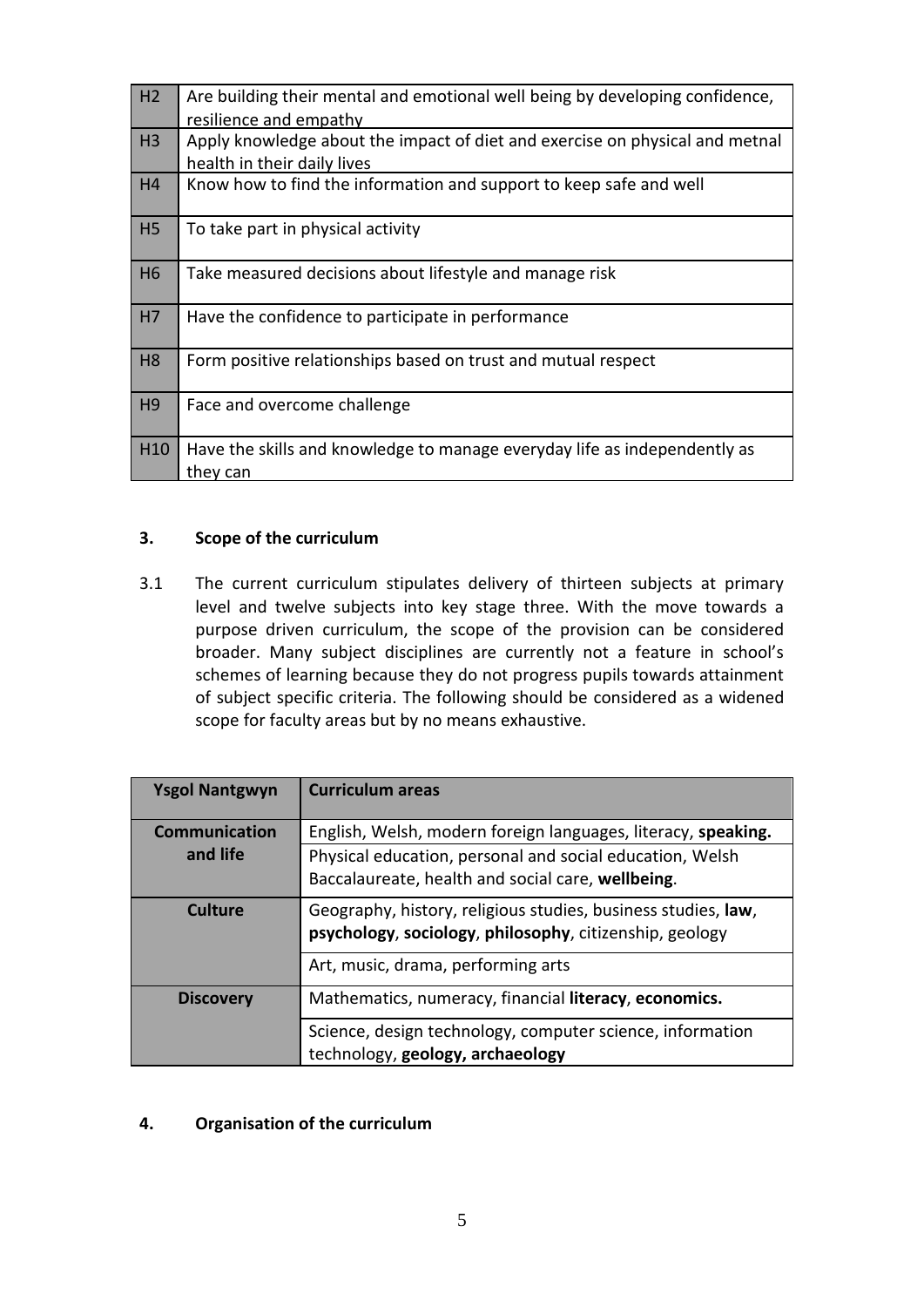| | |
|---|---|
| H2 | Are building their mental and emotional well being by developing confidence, resilience and empathy |
| H3 | Apply knowledge about the impact of diet and exercise on physical and metnal health in their daily lives |
| H4 | Know how to find the information and support to keep safe and well |
| H5 | To take part in physical activity |
| H6 | Take measured decisions about lifestyle and manage risk |
| H7 | Have the confidence to participate in performance |
| H8 | Form positive relationships based on trust and mutual respect |
| H9 | Face and overcome challenge |
| H10 | Have the skills and knowledge to manage everyday life as independently as they can |

## 3. Scope of the curriculum

3.1 The current curriculum stipulates delivery of thirteen subjects at primary level and twelve subjects into key stage three. With the move towards a purpose driven curriculum, the scope of the provision can be considered broader. Many subject disciplines are currently not a feature in school's schemes of learning because they do not progress pupils towards attainment of subject specific criteria. The following should be considered as a widened scope for faculty areas but by no means exhaustive.

| Ysgol Nantgwyn | Curriculum areas |
|---|---|
| **Communication and life** | English, Welsh, modern foreign languages, literacy, **speaking.** |
| | Physical education, personal and social education, Welsh Baccalaureate, health and social care, **wellbeing**. |
| **Culture** | Geography, history, religious studies, business studies, **law**, **psychology**, **sociology**, **philosophy**, citizenship, geology |
| | Art, music, drama, performing arts |
| **Discovery** | Mathematics, numeracy, financial **literacy**, **economics.** |
| | Science, design technology, computer science, information technology, **geology, archaeology** |

## 4. Organisation of the curriculum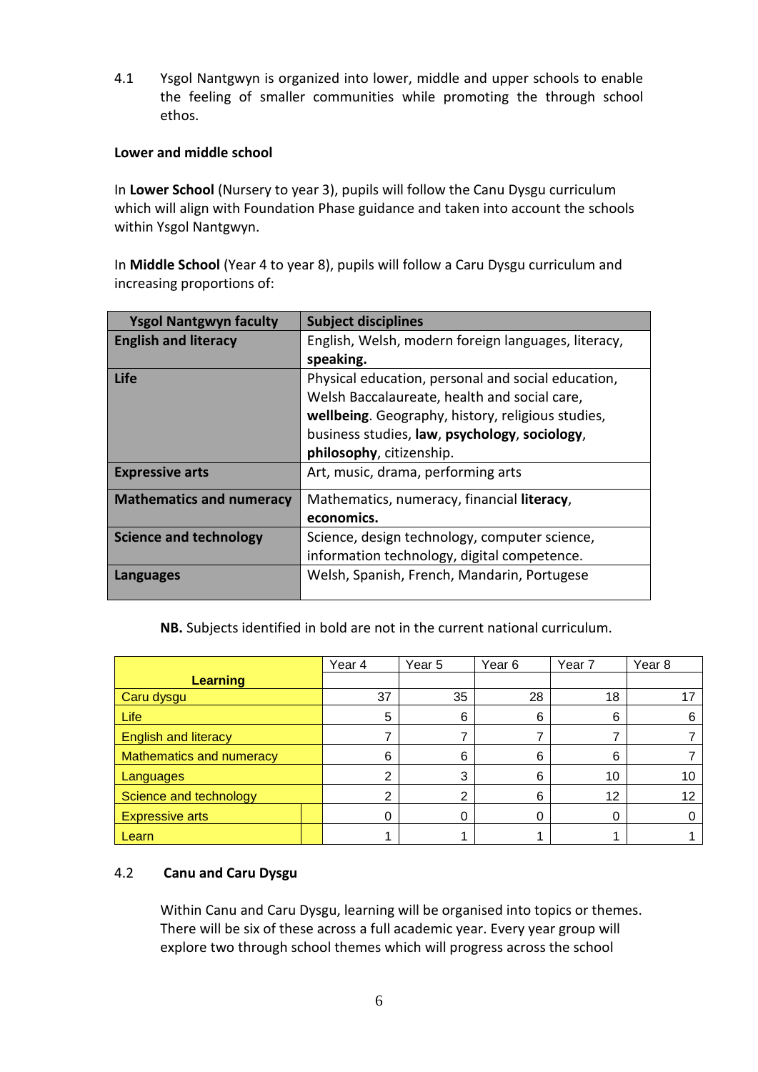4.1 Ysgol Nantgwyn is organized into lower, middle and upper schools to enable the feeling of smaller communities while promoting the through school ethos.

**Lower and middle school**

In **Lower School** (Nursery to year 3), pupils will follow the Canu Dysgu curriculum which will align with Foundation Phase guidance and taken into account the schools within Ysgol Nantgwyn.

In **Middle School** (Year 4 to year 8), pupils will follow a Caru Dysgu curriculum and increasing proportions of:

| Ysgol Nantgwyn faculty | Subject disciplines |
|---|---|
| **English and literacy** | English, Welsh, modern foreign languages, literacy, **speaking.** |
| **Life** | Physical education, personal and social education, Welsh Baccalaureate, health and social care, **wellbeing**. Geography, history, religious studies, business studies, **law**, **psychology**, **sociology**, **philosophy**, citizenship. |
| **Expressive arts** | Art, music, drama, performing arts |
| **Mathematics and numeracy** | Mathematics, numeracy, financial **literacy**, **economics.** |
| **Science and technology** | Science, design technology, computer science, information technology, digital competence. |
| **Languages** | Welsh, Spanish, French, Mandarin, Portugese |

**NB.** Subjects identified in bold are not in the current national curriculum.

| Learning | Year 4 | Year 5 | Year 6 | Year 7 | Year 8 |
|---|---|---|---|---|---|
| Caru dysgu | 37 | 35 | 28 | 18 | 17 |
| Life | 5 | 6 | 6 | 6 | 6 |
| English and literacy | 7 | 7 | 7 | 7 | 7 |
| Mathematics and numeracy | 6 | 6 | 6 | 6 | 7 |
| Languages | 2 | 3 | 6 | 10 | 10 |
| Science and technology | 2 | 2 | 6 | 12 | 12 |
| Expressive arts | 0 | 0 | 0 | 0 | 0 |
| Learn | 1 | 1 | 1 | 1 | 1 |

4.2 **Canu and Caru Dysgu**

Within Canu and Caru Dysgu, learning will be organised into topics or themes. There will be six of these across a full academic year. Every year group will explore two through school themes which will progress across the school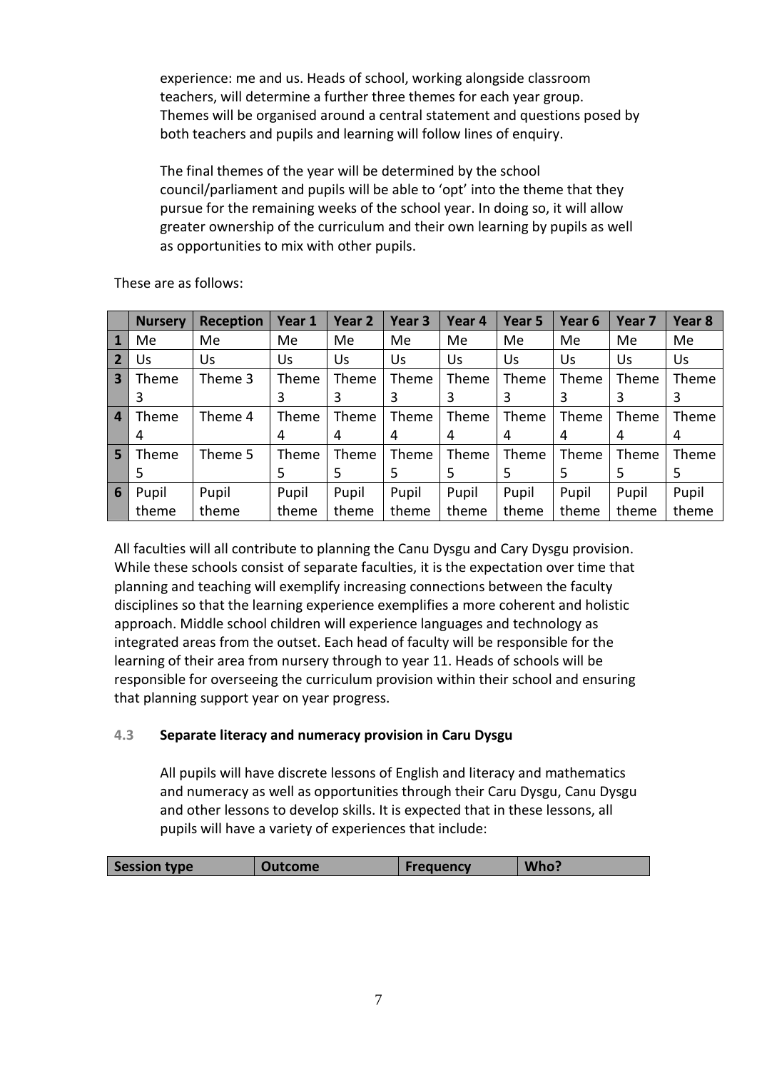experience: me and us. Heads of school, working alongside classroom teachers, will determine a further three themes for each year group. Themes will be organised around a central statement and questions posed by both teachers and pupils and learning will follow lines of enquiry.

The final themes of the year will be determined by the school council/parliament and pupils will be able to 'opt' into the theme that they pursue for the remaining weeks of the school year. In doing so, it will allow greater ownership of the curriculum and their own learning by pupils as well as opportunities to mix with other pupils.

These are as follows:

| | Nursery | Reception | Year 1 | Year 2 | Year 3 | Year 4 | Year 5 | Year 6 | Year 7 | Year 8 |
|---|---|---|---|---|---|---|---|---|---|---|
| 1 | Me | Me | Me | Me | Me | Me | Me | Me | Me | Me |
| 2 | Us | Us | Us | Us | Us | Us | Us | Us | Us | Us |
| 3 | Theme 3 | Theme 3 | Theme 3 | Theme 3 | Theme 3 | Theme 3 | Theme 3 | Theme 3 | Theme 3 | Theme 3 |
| 4 | Theme 4 | Theme 4 | Theme 4 | Theme 4 | Theme 4 | Theme 4 | Theme 4 | Theme 4 | Theme 4 | Theme 4 |
| 5 | Theme 5 | Theme 5 | Theme 5 | Theme 5 | Theme 5 | Theme 5 | Theme 5 | Theme 5 | Theme 5 | Theme 5 |
| 6 | Pupil theme | Pupil theme | Pupil theme | Pupil theme | Pupil theme | Pupil theme | Pupil theme | Pupil theme | Pupil theme | Pupil theme |

All faculties will all contribute to planning the Canu Dysgu and Cary Dysgu provision. While these schools consist of separate faculties, it is the expectation over time that planning and teaching will exemplify increasing connections between the faculty disciplines so that the learning experience exemplifies a more coherent and holistic approach. Middle school children will experience languages and technology as integrated areas from the outset. Each head of faculty will be responsible for the learning of their area from nursery through to year 11. Heads of schools will be responsible for overseeing the curriculum provision within their school and ensuring that planning support year on year progress.

### 4.3 Separate literacy and numeracy provision in Caru Dysgu

All pupils will have discrete lessons of English and literacy and mathematics and numeracy as well as opportunities through their Caru Dysgu, Canu Dysgu and other lessons to develop skills. It is expected that in these lessons, all pupils will have a variety of experiences that include:

| Session type | Outcome | Frequency | Who? |
|---|---|---|---|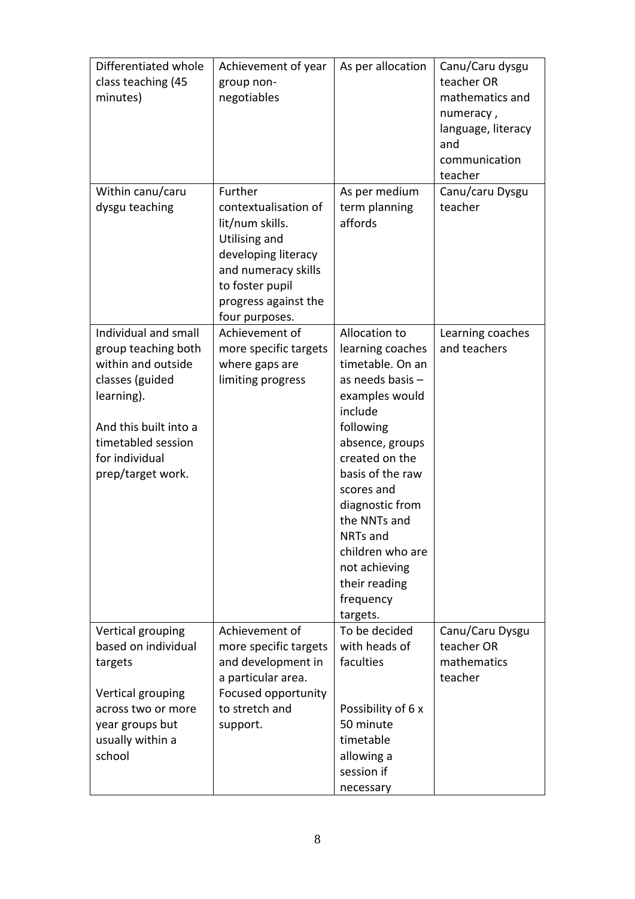| Differentiated whole class teaching (45 minutes) | Achievement of year group non-negotiables | As per allocation | Canu/Caru dysgu teacher OR mathematics and numeracy , language, literacy and communication teacher |
|---|---|---|---|
| Within canu/caru dysgu teaching | Further contextualisation of lit/num skills. Utilising and developing literacy and numeracy skills to foster pupil progress against the four purposes. | As per medium term planning affords | Canu/caru Dysgu teacher |
| Individual and small group teaching both within and outside classes (guided learning).<br><br>And this built into a timetabled session for individual prep/target work. | Achievement of more specific targets where gaps are limiting progress | Allocation to learning coaches timetable. On an as needs basis – examples would include following absence, groups created on the basis of the raw scores and diagnostic from the NNTs and NRTs and children who are not achieving their reading frequency targets. | Learning coaches and teachers |
| Vertical grouping based on individual targets<br><br>Vertical grouping across two or more year groups but usually within a school | Achievement of more specific targets and development in a particular area. Focused opportunity to stretch and support. | To be decided with heads of faculties<br><br>Possibility of 6 x 50 minute timetable allowing a session if necessary | Canu/Caru Dysgu teacher OR mathematics teacher |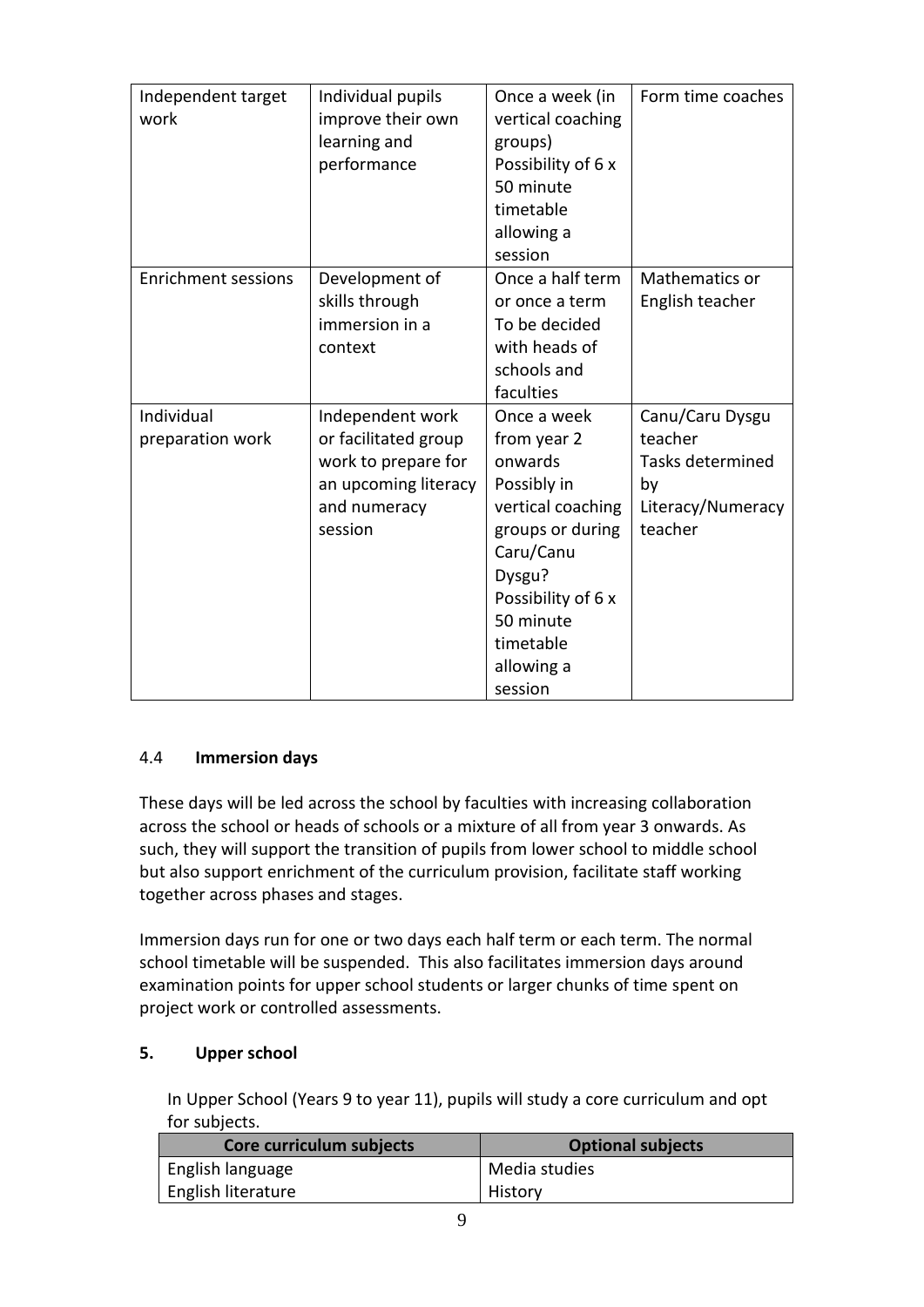| Independent target work | Individual pupils improve their own learning and performance | Once a week (in vertical coaching groups) Possibility of 6 x 50 minute timetable allowing a session | Form time coaches |
|---|---|---|---|
| Enrichment sessions | Development of skills through immersion in a context | Once a half term or once a term To be decided with heads of schools and faculties | Mathematics or English teacher |
| Individual preparation work | Independent work or facilitated group work to prepare for an upcoming literacy and numeracy session | Once a week from year 2 onwards Possibly in vertical coaching groups or during Caru/Canu Dysgu? Possibility of 6 x 50 minute timetable allowing a session | Canu/Caru Dysgu teacher Tasks determined by Literacy/Numeracy teacher |

### 4.4 **Immersion days**

These days will be led across the school by faculties with increasing collaboration across the school or heads of schools or a mixture of all from year 3 onwards. As such, they will support the transition of pupils from lower school to middle school but also support enrichment of the curriculum provision, facilitate staff working together across phases and stages.

Immersion days run for one or two days each half term or each term. The normal school timetable will be suspended. This also facilitates immersion days around examination points for upper school students or larger chunks of time spent on project work or controlled assessments.

## 5. **Upper school**

In Upper School (Years 9 to year 11), pupils will study a core curriculum and opt for subjects.

| Core curriculum subjects | Optional subjects |
|---|---|
| English language | Media studies |
| English literature | History |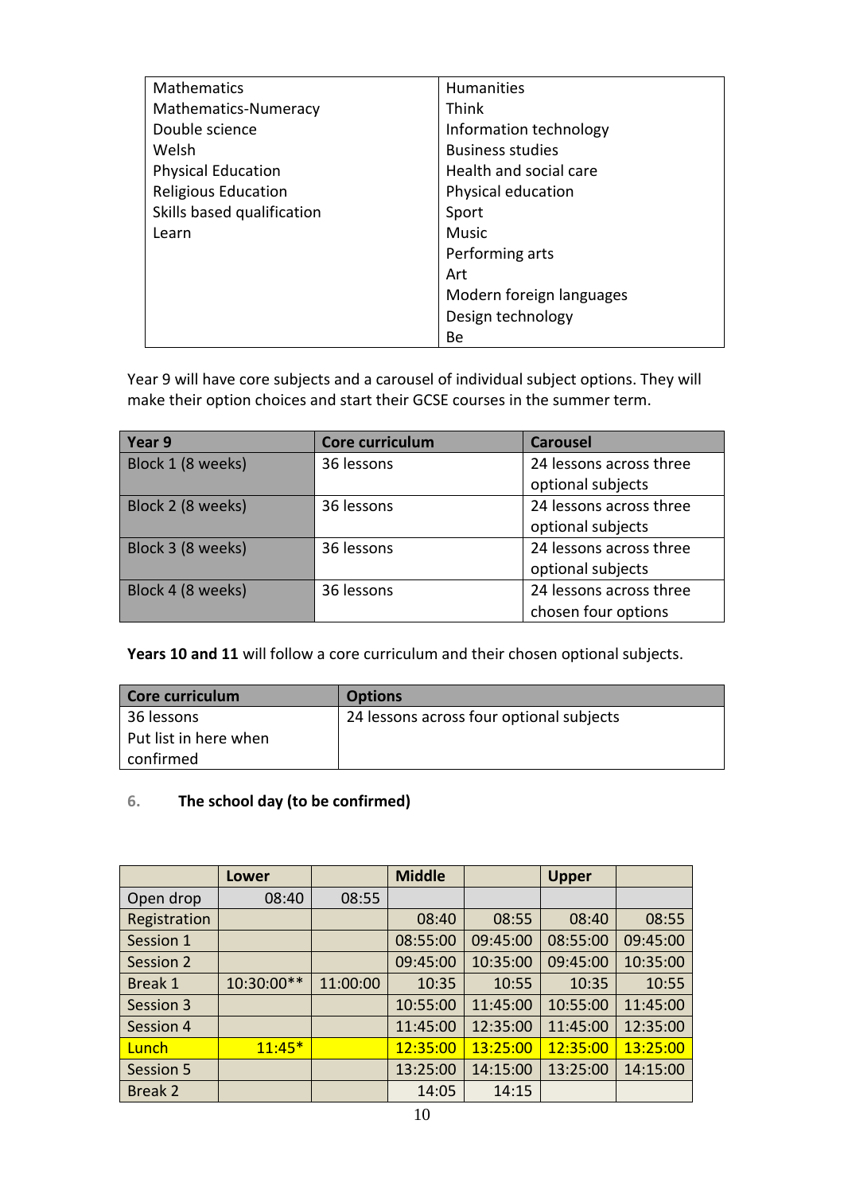| Mathematics | Humanities |
|---|---|
| Mathematics-Numeracy | Think |
| Double science | Information technology |
| Welsh | Business studies |
| Physical Education | Health and social care |
| Religious Education | Physical education |
| Skills based qualification | Sport |
| Learn | Music |
| | Performing arts |
| | Art |
| | Modern foreign languages |
| | Design technology |
| | Be |

Year 9 will have core subjects and a carousel of individual subject options. They will make their option choices and start their GCSE courses in the summer term.

| Year 9 | Core curriculum | Carousel |
|---|---|---|
| Block 1 (8 weeks) | 36 lessons | 24 lessons across three optional subjects |
| Block 2 (8 weeks) | 36 lessons | 24 lessons across three optional subjects |
| Block 3 (8 weeks) | 36 lessons | 24 lessons across three optional subjects |
| Block 4 (8 weeks) | 36 lessons | 24 lessons across three chosen four options |

**Years 10 and 11** will follow a core curriculum and their chosen optional subjects.

| Core curriculum | Options |
|---|---|
| 36 lessons<br>Put list in here when confirmed | 24 lessons across four optional subjects |

## 6. The school day (to be confirmed)

| | Lower | | Middle | | Upper | |
|---|---|---|---|---|---|---|
| Open drop | 08:40 | 08:55 | | | | |
| Registration | | | 08:40 | 08:55 | 08:40 | 08:55 |
| Session 1 | | | 08:55:00 | 09:45:00 | 08:55:00 | 09:45:00 |
| Session 2 | | | 09:45:00 | 10:35:00 | 09:45:00 | 10:35:00 |
| Break 1 | 10:30:00** | 11:00:00 | 10:35 | 10:55 | 10:35 | 10:55 |
| Session 3 | | | 10:55:00 | 11:45:00 | 10:55:00 | 11:45:00 |
| Session 4 | | | 11:45:00 | 12:35:00 | 11:45:00 | 12:35:00 |
| Lunch | 11:45* | | 12:35:00 | 13:25:00 | 12:35:00 | 13:25:00 |
| Session 5 | | | 13:25:00 | 14:15:00 | 13:25:00 | 14:15:00 |
| Break 2 | | | 14:05 | 14:15 | | |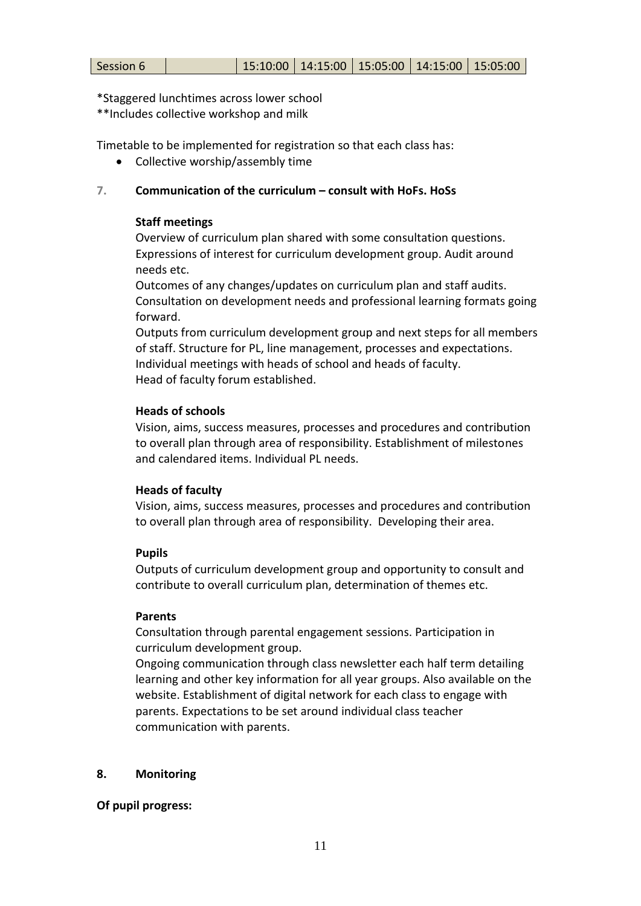| Session 6 | | 15:10:00 | 14:15:00 | 15:05:00 | 14:15:00 | 15:05:00 |
|---|---|---|---|---|---|---|

*Staggered lunchtimes across lower school
**Includes collective workshop and milk

Timetable to be implemented for registration so that each class has:

- Collective worship/assembly time

## 7. Communication of the curriculum – consult with HoFs. HoSs

**Staff meetings**

Overview of curriculum plan shared with some consultation questions. Expressions of interest for curriculum development group. Audit around needs etc.
Outcomes of any changes/updates on curriculum plan and staff audits. Consultation on development needs and professional learning formats going forward.
Outputs from curriculum development group and next steps for all members of staff. Structure for PL, line management, processes and expectations.
Individual meetings with heads of school and heads of faculty.
Head of faculty forum established.

**Heads of schools**

Vision, aims, success measures, processes and procedures and contribution to overall plan through area of responsibility. Establishment of milestones and calendared items. Individual PL needs.

**Heads of faculty**

Vision, aims, success measures, processes and procedures and contribution to overall plan through area of responsibility. Developing their area.

**Pupils**

Outputs of curriculum development group and opportunity to consult and contribute to overall curriculum plan, determination of themes etc.

**Parents**

Consultation through parental engagement sessions. Participation in curriculum development group.
Ongoing communication through class newsletter each half term detailing learning and other key information for all year groups. Also available on the website. Establishment of digital network for each class to engage with parents. Expectations to be set around individual class teacher communication with parents.

## 8. Monitoring

**Of pupil progress:**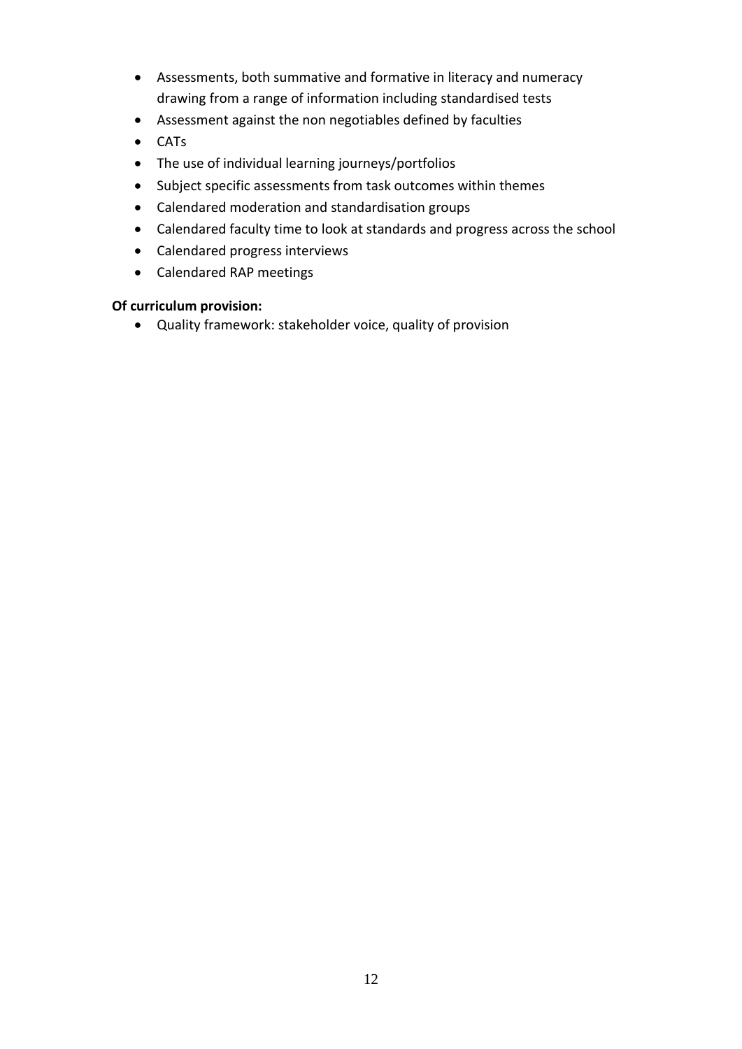- Assessments, both summative and formative in literacy and numeracy drawing from a range of information including standardised tests
- Assessment against the non negotiables defined by faculties
- CATs
- The use of individual learning journeys/portfolios
- Subject specific assessments from task outcomes within themes
- Calendared moderation and standardisation groups
- Calendared faculty time to look at standards and progress across the school
- Calendared progress interviews
- Calendared RAP meetings

**Of curriculum provision:**

- Quality framework: stakeholder voice, quality of provision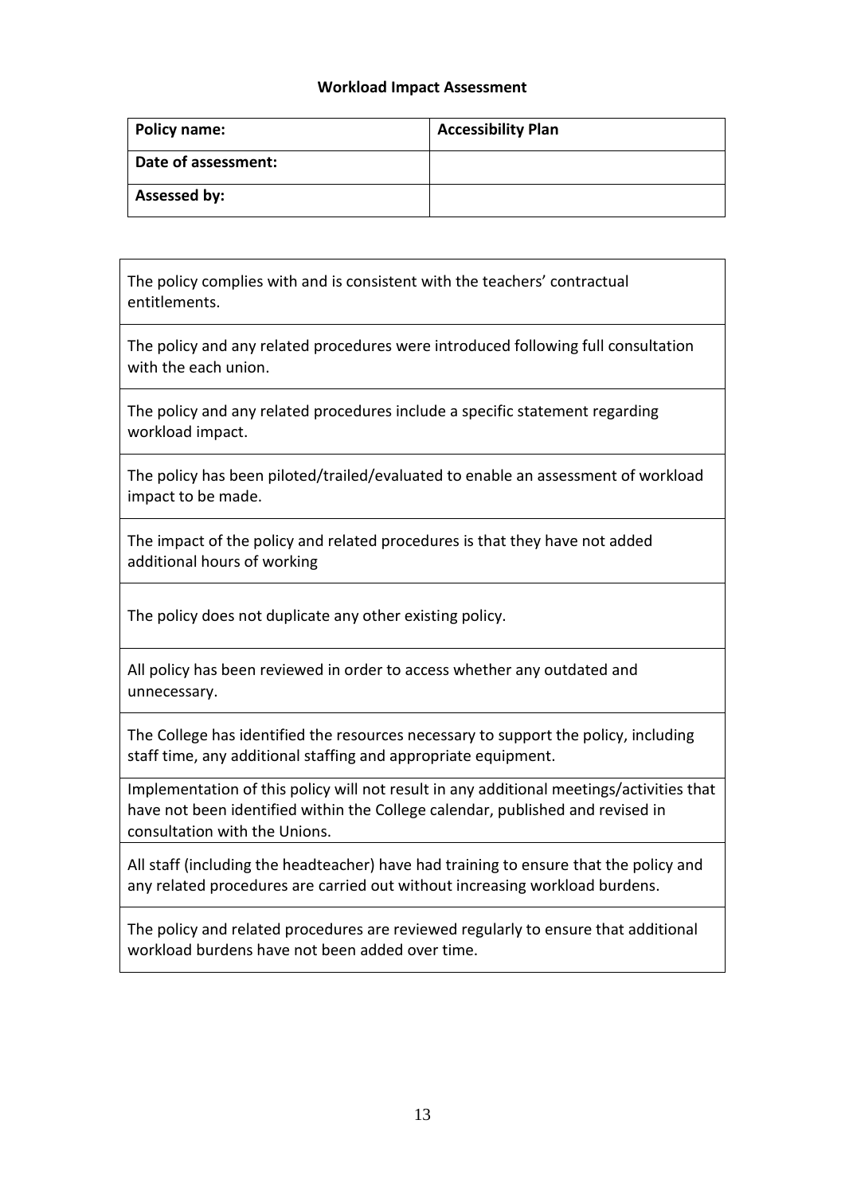**Workload Impact Assessment**

| | |
|---|---|
| **Policy name:** | **Accessibility Plan** |
| **Date of assessment:** | |
| **Assessed by:** | |

| |
|---|
| The policy complies with and is consistent with the teachers' contractual entitlements. |
| The policy and any related procedures were introduced following full consultation with the each union. |
| The policy and any related procedures include a specific statement regarding workload impact. |
| The policy has been piloted/trailed/evaluated to enable an assessment of workload impact to be made. |
| The impact of the policy and related procedures is that they have not added additional hours of working |
| The policy does not duplicate any other existing policy. |
| All policy has been reviewed in order to access whether any outdated and unnecessary. |
| The College has identified the resources necessary to support the policy, including staff time, any additional staffing and appropriate equipment. |
| Implementation of this policy will not result in any additional meetings/activities that have not been identified within the College calendar, published and revised in consultation with the Unions. |
| All staff (including the headteacher) have had training to ensure that the policy and any related procedures are carried out without increasing workload burdens. |
| The policy and related procedures are reviewed regularly to ensure that additional workload burdens have not been added over time. |